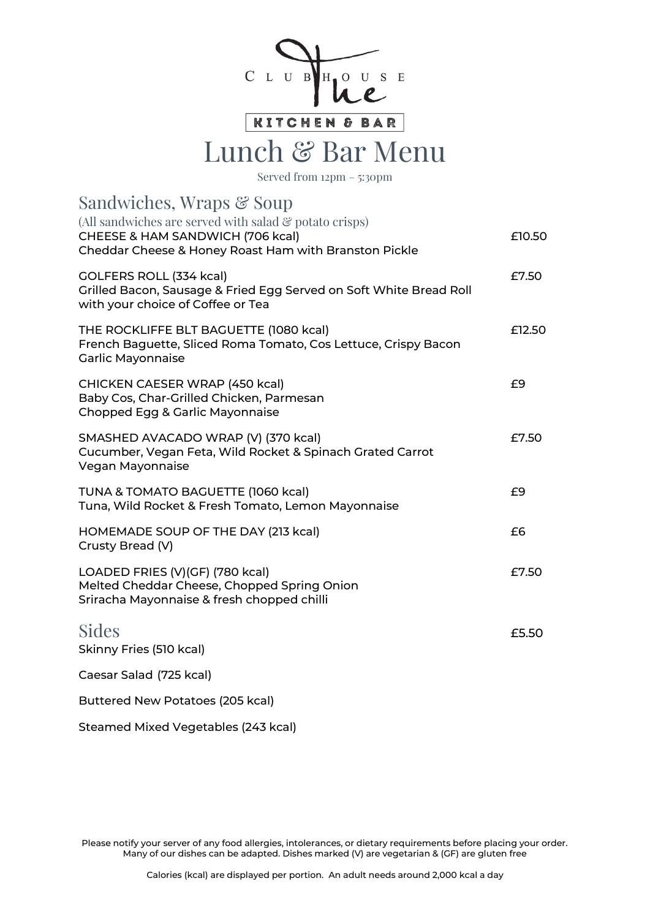The Clubhouse

KITCHEN & BAR

# Lunch & Bar Menu

Served from 12pm – 5:30pm

## Sandwiches, Wraps & Soup

(All sandwiches are served with salad & potato crisps)

**CHEESE & HAM SANDWICH (706 kcal)** — £10.50
Cheddar Cheese & Honey Roast Ham with Branston Pickle

**GOLFERS ROLL (334 kcal)** — £7.50
Grilled Bacon, Sausage & Fried Egg Served on Soft White Bread Roll with your choice of Coffee or Tea

**THE ROCKLIFFE BLT BAGUETTE (1080 kcal)** — £12.50
French Baguette, Sliced Roma Tomato, Cos Lettuce, Crispy Bacon Garlic Mayonnaise

**CHICKEN CAESER WRAP (450 kcal)** — £9
Baby Cos, Char-Grilled Chicken, Parmesan Chopped Egg & Garlic Mayonnaise

**SMASHED AVACADO WRAP (V) (370 kcal)** — £7.50
Cucumber, Vegan Feta, Wild Rocket & Spinach Grated Carrot Vegan Mayonnaise

**TUNA & TOMATO BAGUETTE (1060 kcal)** — £9
Tuna, Wild Rocket & Fresh Tomato, Lemon Mayonnaise

**HOMEMADE SOUP OF THE DAY (213 kcal)** — £6
Crusty Bread (V)

**LOADED FRIES (V)(GF) (780 kcal)** — £7.50
Melted Cheddar Cheese, Chopped Spring Onion Sriracha Mayonnaise & fresh chopped chilli

## Sides — £5.50

Skinny Fries (510 kcal)

Caesar Salad (725 kcal)

Buttered New Potatoes (205 kcal)

Steamed Mixed Vegetables (243 kcal)

Please notify your server of any food allergies, intolerances, or dietary requirements before placing your order. Many of our dishes can be adapted. Dishes marked (V) are vegetarian & (GF) are gluten free

Calories (kcal) are displayed per portion. An adult needs around 2,000 kcal a day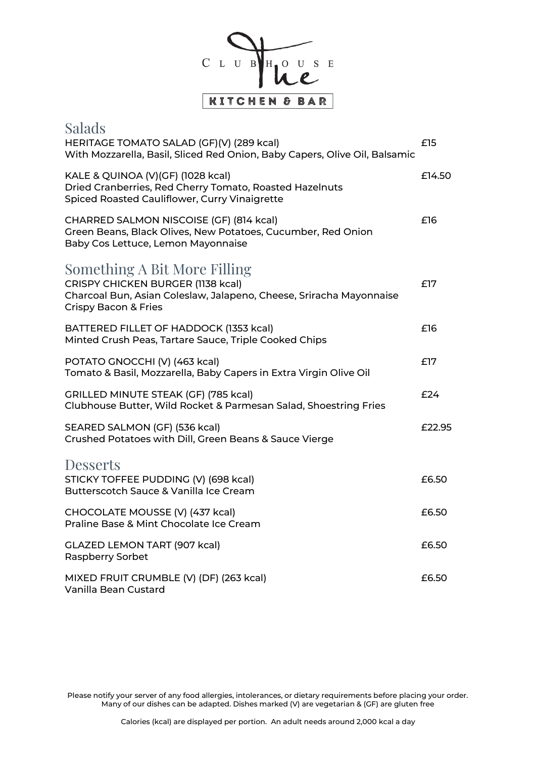The Clubhouse

KITCHEN & BAR

## Salads

HERITAGE TOMATO SALAD (GF)(V) (289 kcal) — £15
With Mozzarella, Basil, Sliced Red Onion, Baby Capers, Olive Oil, Balsamic

KALE & QUINOA (V)(GF) (1028 kcal) — £14.50
Dried Cranberries, Red Cherry Tomato, Roasted Hazelnuts
Spiced Roasted Cauliflower, Curry Vinaigrette

CHARRED SALMON NISCOISE (GF) (814 kcal) — £16
Green Beans, Black Olives, New Potatoes, Cucumber, Red Onion
Baby Cos Lettuce, Lemon Mayonnaise

## Something A Bit More Filling

CRISPY CHICKEN BURGER (1138 kcal) — £17
Charcoal Bun, Asian Coleslaw, Jalapeno, Cheese, Sriracha Mayonnaise
Crispy Bacon & Fries

BATTERED FILLET OF HADDOCK (1353 kcal) — £16
Minted Crush Peas, Tartare Sauce, Triple Cooked Chips

POTATO GNOCCHI (V) (463 kcal) — £17
Tomato & Basil, Mozzarella, Baby Capers in Extra Virgin Olive Oil

GRILLED MINUTE STEAK (GF) (785 kcal) — £24
Clubhouse Butter, Wild Rocket & Parmesan Salad, Shoestring Fries

SEARED SALMON (GF) (536 kcal) — £22.95
Crushed Potatoes with Dill, Green Beans & Sauce Vierge

## Desserts

STICKY TOFFEE PUDDING (V) (698 kcal) — £6.50
Butterscotch Sauce & Vanilla Ice Cream

CHOCOLATE MOUSSE (V) (437 kcal) — £6.50
Praline Base & Mint Chocolate Ice Cream

GLAZED LEMON TART (907 kcal) — £6.50
Raspberry Sorbet

MIXED FRUIT CRUMBLE (V) (DF) (263 kcal) — £6.50
Vanilla Bean Custard

Please notify your server of any food allergies, intolerances, or dietary requirements before placing your order. Many of our dishes can be adapted. Dishes marked (V) are vegetarian & (GF) are gluten free

Calories (kcal) are displayed per portion. An adult needs around 2,000 kcal a day